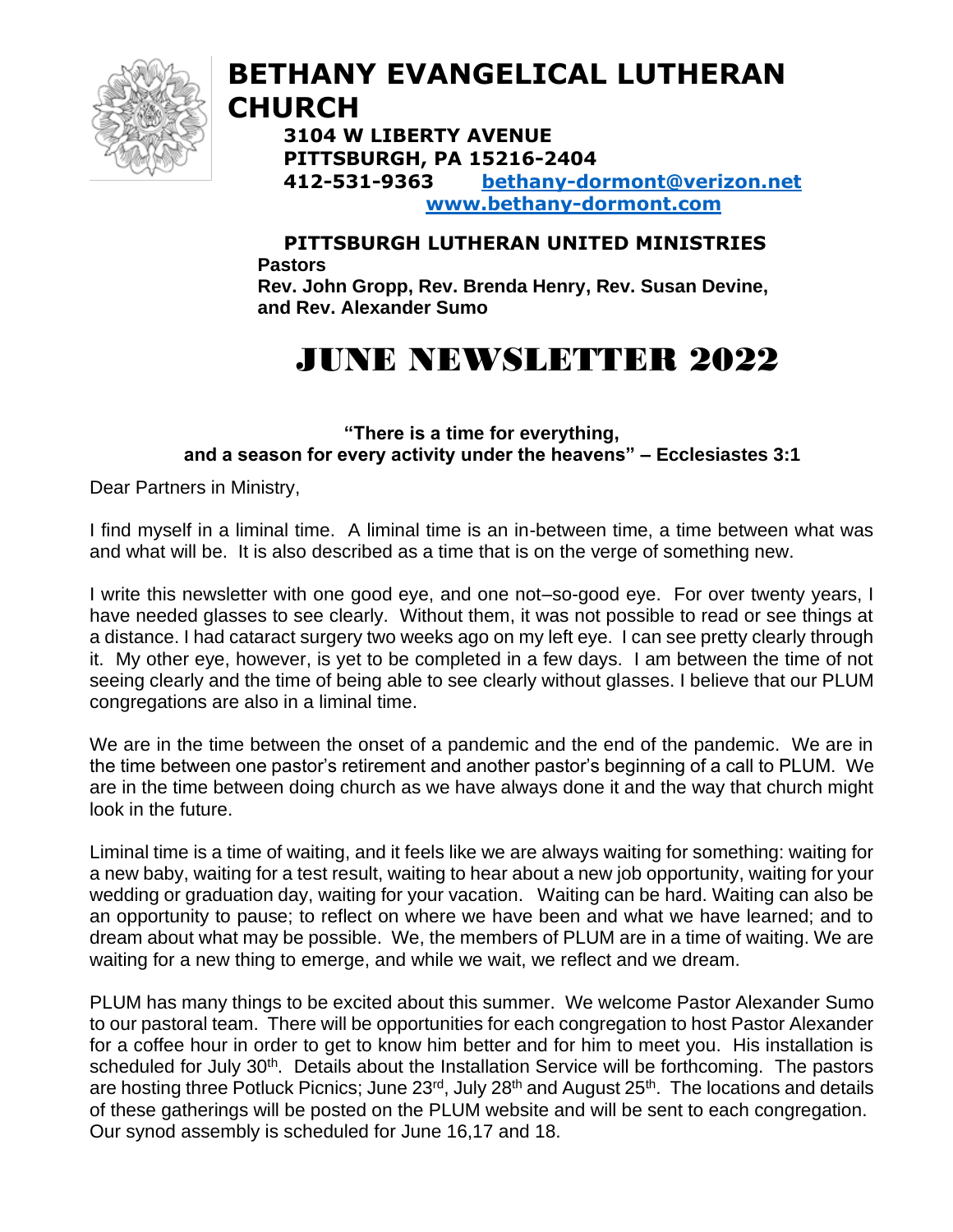# BETHANY EVANGELICAL LUTHERAN CHURCH

**3104 W LIBERTY AVENUE**
**PITTSBURGH, PA 15216-2404**
**412-531-9363** **bethany-dormont@verizon.net**
**www.bethany-dormont.com**

**PITTSBURGH LUTHERAN UNITED MINISTRIES**
**Pastors**
**Rev. John Gropp, Rev. Brenda Henry, Rev. Susan Devine, and Rev. Alexander Sumo**

# JUNE NEWSLETTER 2022

**"There is a time for everything, and a season for every activity under the heavens" – Ecclesiastes 3:1**

Dear Partners in Ministry,

I find myself in a liminal time. A liminal time is an in-between time, a time between what was and what will be. It is also described as a time that is on the verge of something new.

I write this newsletter with one good eye, and one not–so-good eye. For over twenty years, I have needed glasses to see clearly. Without them, it was not possible to read or see things at a distance. I had cataract surgery two weeks ago on my left eye. I can see pretty clearly through it. My other eye, however, is yet to be completed in a few days. I am between the time of not seeing clearly and the time of being able to see clearly without glasses. I believe that our PLUM congregations are also in a liminal time.

We are in the time between the onset of a pandemic and the end of the pandemic. We are in the time between one pastor's retirement and another pastor's beginning of a call to PLUM. We are in the time between doing church as we have always done it and the way that church might look in the future.

Liminal time is a time of waiting, and it feels like we are always waiting for something: waiting for a new baby, waiting for a test result, waiting to hear about a new job opportunity, waiting for your wedding or graduation day, waiting for your vacation. Waiting can be hard. Waiting can also be an opportunity to pause; to reflect on where we have been and what we have learned; and to dream about what may be possible. We, the members of PLUM are in a time of waiting. We are waiting for a new thing to emerge, and while we wait, we reflect and we dream.

PLUM has many things to be excited about this summer. We welcome Pastor Alexander Sumo to our pastoral team. There will be opportunities for each congregation to host Pastor Alexander for a coffee hour in order to get to know him better and for him to meet you. His installation is scheduled for July 30th. Details about the Installation Service will be forthcoming. The pastors are hosting three Potluck Picnics; June 23rd, July 28th and August 25th. The locations and details of these gatherings will be posted on the PLUM website and will be sent to each congregation. Our synod assembly is scheduled for June 16,17 and 18.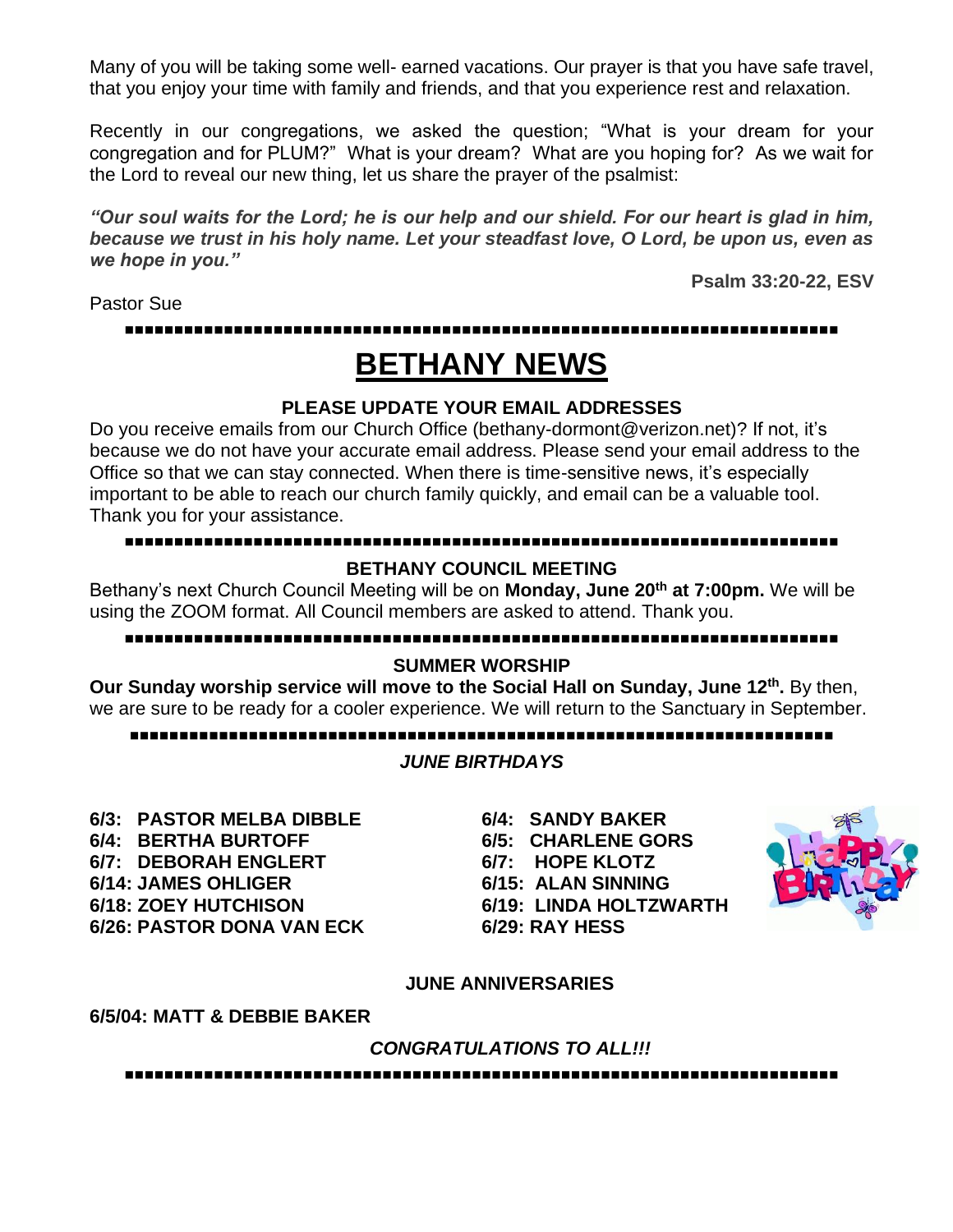Many of you will be taking some well- earned vacations. Our prayer is that you have safe travel, that you enjoy your time with family and friends, and that you experience rest and relaxation.

Recently in our congregations, we asked the question; "What is your dream for your congregation and for PLUM?" What is your dream? What are you hoping for? As we wait for the Lord to reveal our new thing, let us share the prayer of the psalmist:

***"Our soul waits for the Lord; he is our help and our shield. For our heart is glad in him, because we trust in his holy name. Let your steadfast love, O Lord, be upon us, even as we hope in you."***

**Psalm 33:20-22, ESV**

Pastor Sue

---

# BETHANY NEWS

### PLEASE UPDATE YOUR EMAIL ADDRESSES

Do you receive emails from our Church Office (bethany-dormont@verizon.net)? If not, it's because we do not have your accurate email address. Please send your email address to the Office so that we can stay connected. When there is time-sensitive news, it's especially important to be able to reach our church family quickly, and email can be a valuable tool. Thank you for your assistance.

---

### BETHANY COUNCIL MEETING

Bethany's next Church Council Meeting will be on **Monday, June 20th at 7:00pm.** We will be using the ZOOM format. All Council members are asked to attend. Thank you.

---

### SUMMER WORSHIP

**Our Sunday worship service will move to the Social Hall on Sunday, June 12th.** By then, we are sure to be ready for a cooler experience. We will return to the Sanctuary in September.

---

### *JUNE BIRTHDAYS*

**6/3: PASTOR MELBA DIBBLE**
**6/4: BERTHA BURTOFF**
**6/7: DEBORAH ENGLERT**
**6/14: JAMES OHLIGER**
**6/18: ZOEY HUTCHISON**
**6/26: PASTOR DONA VAN ECK**

**6/4: SANDY BAKER**
**6/5: CHARLENE GORS**
**6/7: HOPE KLOTZ**
**6/15: ALAN SINNING**
**6/19: LINDA HOLTZWARTH**
**6/29: RAY HESS**

### JUNE ANNIVERSARIES

**6/5/04: MATT & DEBBIE BAKER**

***CONGRATULATIONS TO ALL!!!***

---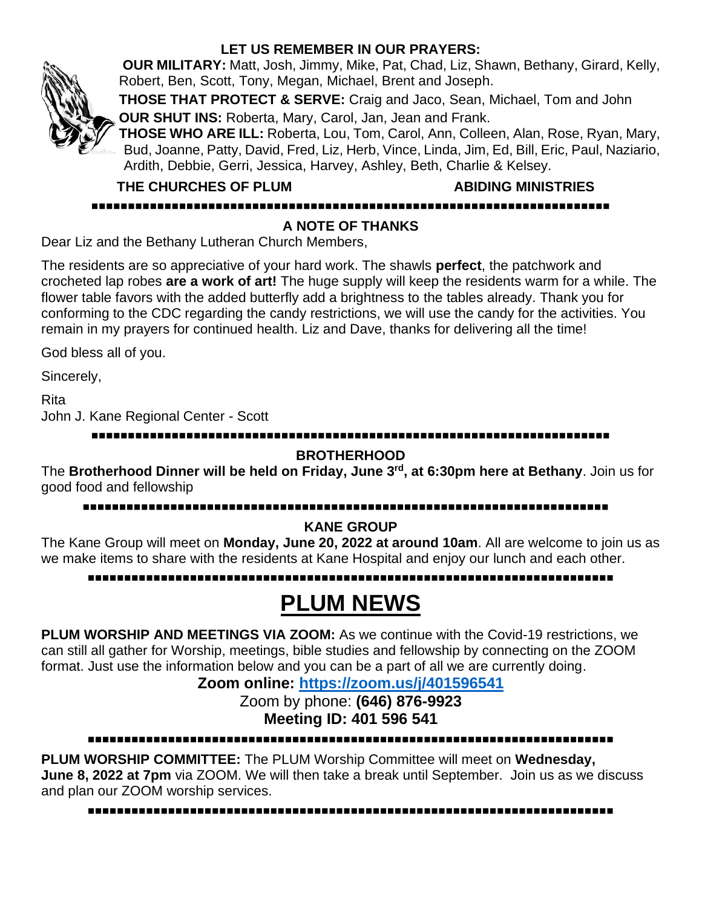## LET US REMEMBER IN OUR PRAYERS:

**OUR MILITARY:** Matt, Josh, Jimmy, Mike, Pat, Chad, Liz, Shawn, Bethany, Girard, Kelly, Robert, Ben, Scott, Tony, Megan, Michael, Brent and Joseph.

**THOSE THAT PROTECT & SERVE:** Craig and Jaco, Sean, Michael, Tom and John

**OUR SHUT INS:** Roberta, Mary, Carol, Jan, Jean and Frank.

**THOSE WHO ARE ILL:** Roberta, Lou, Tom, Carol, Ann, Colleen, Alan, Rose, Ryan, Mary, Bud, Joanne, Patty, David, Fred, Liz, Herb, Vince, Linda, Jim, Ed, Bill, Eric, Paul, Naziario, Ardith, Debbie, Gerri, Jessica, Harvey, Ashley, Beth, Charlie & Kelsey.

**THE CHURCHES OF PLUM** **ABIDING MINISTRIES**

---

## A NOTE OF THANKS

Dear Liz and the Bethany Lutheran Church Members,

The residents are so appreciative of your hard work. The shawls **perfect**, the patchwork and crocheted lap robes **are a work of art!** The huge supply will keep the residents warm for a while. The flower table favors with the added butterfly add a brightness to the tables already. Thank you for conforming to the CDC regarding the candy restrictions, we will use the candy for the activities. You remain in my prayers for continued health. Liz and Dave, thanks for delivering all the time!

God bless all of you.

Sincerely,

Rita
John J. Kane Regional Center - Scott

---

## BROTHERHOOD

The **Brotherhood Dinner will be held on Friday, June 3rd, at 6:30pm here at Bethany**. Join us for good food and fellowship

---

## KANE GROUP

The Kane Group will meet on **Monday, June 20, 2022 at around 10am**. All are welcome to join us as we make items to share with the residents at Kane Hospital and enjoy our lunch and each other.

---

# PLUM NEWS

**PLUM WORSHIP AND MEETINGS VIA ZOOM:** As we continue with the Covid-19 restrictions, we can still all gather for Worship, meetings, bible studies and fellowship by connecting on the ZOOM format. Just use the information below and you can be a part of all we are currently doing.

**Zoom online: https://zoom.us/j/401596541**

Zoom by phone: **(646) 876-9923**

**Meeting ID: 401 596 541**

---

**PLUM WORSHIP COMMITTEE:** The PLUM Worship Committee will meet on **Wednesday, June 8, 2022 at 7pm** via ZOOM. We will then take a break until September. Join us as we discuss and plan our ZOOM worship services.

---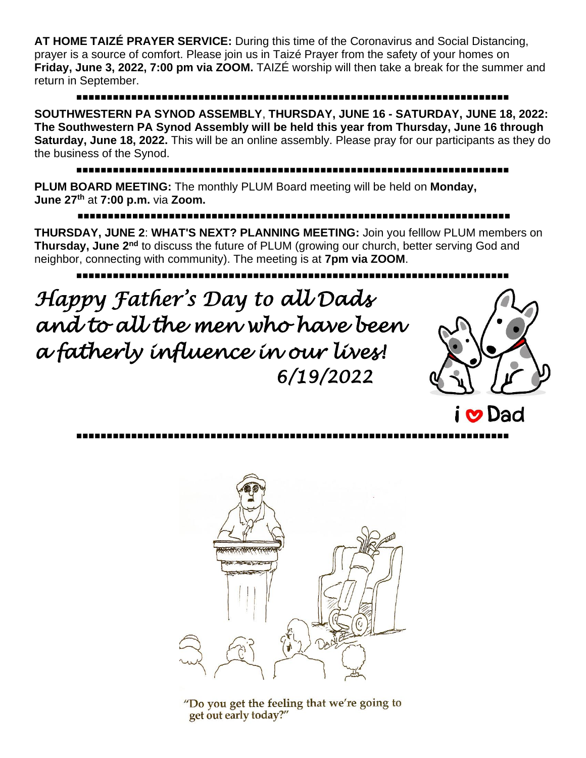**AT HOME TAIZÉ PRAYER SERVICE:** During this time of the Coronavirus and Social Distancing, prayer is a source of comfort. Please join us in Taizé Prayer from the safety of your homes on **Friday, June 3, 2022, 7:00 pm via ZOOM.** TAIZÉ worship will then take a break for the summer and return in September.

---

**SOUTHWESTERN PA SYNOD ASSEMBLY**, **THURSDAY, JUNE 16 - SATURDAY, JUNE 18, 2022: The Southwestern PA Synod Assembly will be held this year from Thursday, June 16 through Saturday, June 18, 2022.** This will be an online assembly. Please pray for our participants as they do the business of the Synod.

---

**PLUM BOARD MEETING:** The monthly PLUM Board meeting will be held on **Monday, June 27th** at **7:00 p.m.** via **Zoom.**

---

**THURSDAY, JUNE 2**: **WHAT'S NEXT? PLANNING MEETING:** Join you felllow PLUM members on **Thursday, June 2nd** to discuss the future of PLUM (growing our church, better serving God and neighbor, connecting with community). The meeting is at **7pm via ZOOM**.

---

*Happy Father's Day to all Dads and to all the men who have been a fatherly influence in our lives!*
*6/19/2022*

i ❤ Dad

---

"Do you get the feeling that we're going to get out early today?"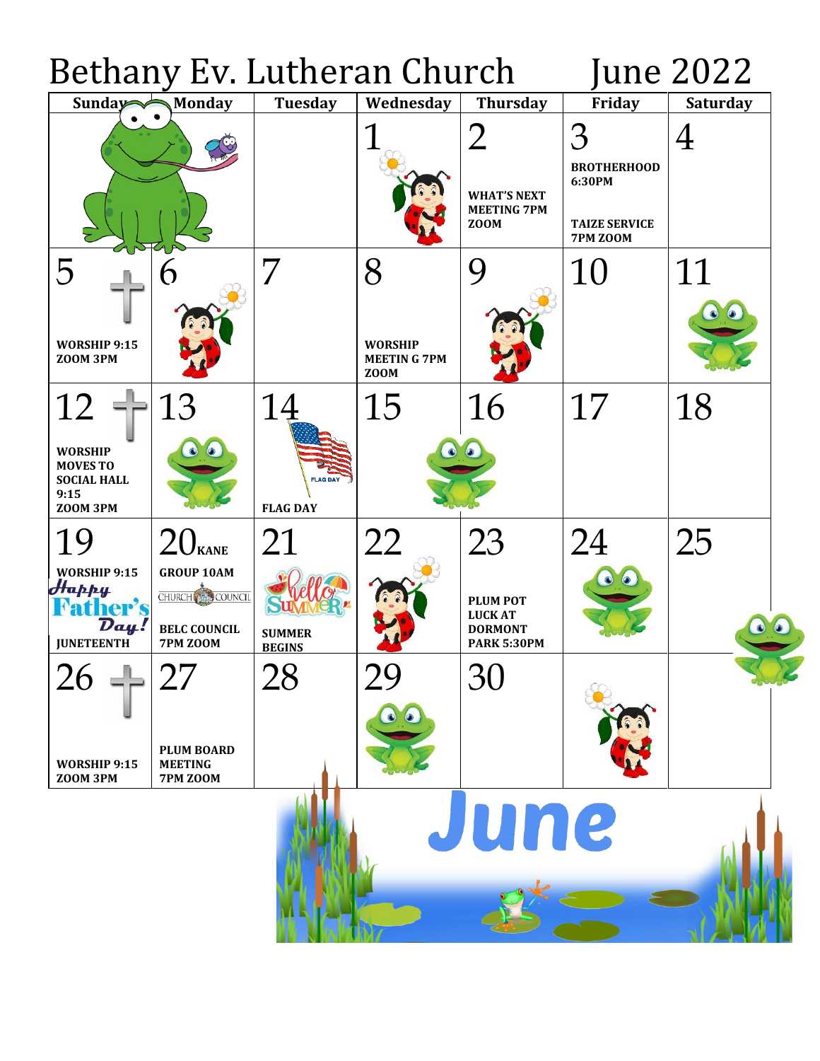# Bethany Ev. Lutheran Church — June 2022

| Sunday | Monday | Tuesday | Wednesday | Thursday | Friday | Saturday |
|---|---|---|---|---|---|---|
| | | | 1 | 2<br>WHAT'S NEXT MEETING 7PM ZOOM | 3<br>BROTHERHOOD 6:30PM<br>TAIZE SERVICE 7PM ZOOM | 4 |
| 5<br>WORSHIP 9:15<br>ZOOM 3PM | 6 | 7 | 8<br>WORSHIP MEETIN G 7PM ZOOM | 9 | 10 | 11 |
| 12<br>WORSHIP MOVES TO SOCIAL HALL 9:15<br>ZOOM 3PM | 13 | 14<br>FLAG DAY | 15 | 16 | 17 | 18 |
| 19<br>WORSHIP 9:15<br>Happy Father's Day!<br>JUNETEENTH | 20 KANE GROUP 10AM<br>CHURCH COUNCIL<br>BELC COUNCIL 7PM ZOOM | 21<br>hello Summer<br>SUMMER BEGINS | 22 | 23<br>PLUM POT LUCK AT DORMONT PARK 5:30PM | 24 | 25 |
| 26<br>WORSHIP 9:15<br>ZOOM 3PM | 27<br>PLUM BOARD MEETING 7PM ZOOM | 28 | 29 | 30 | | |

June